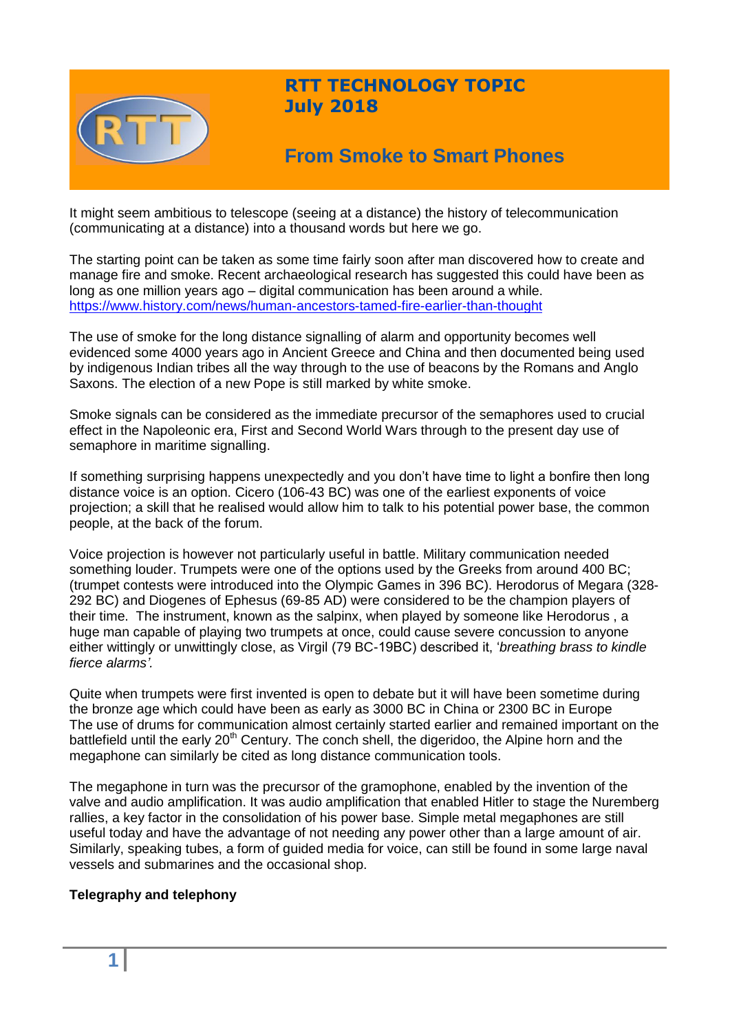# RTT TECHNOLOGY TOPIC
## July 2018

## From Smoke to Smart Phones

It might seem ambitious to telescope (seeing at a distance) the history of telecommunication (communicating at a distance) into a thousand words but here we go.

The starting point can be taken as some time fairly soon after man discovered how to create and manage fire and smoke. Recent archaeological research has suggested this could have been as long as one million years ago – digital communication has been around a while. https://www.history.com/news/human-ancestors-tamed-fire-earlier-than-thought

The use of smoke for the long distance signalling of alarm and opportunity becomes well evidenced some 4000 years ago in Ancient Greece and China and then documented being used by indigenous Indian tribes all the way through to the use of beacons by the Romans and Anglo Saxons. The election of a new Pope is still marked by white smoke.

Smoke signals can be considered as the immediate precursor of the semaphores used to crucial effect in the Napoleonic era, First and Second World Wars through to the present day use of semaphore in maritime signalling.

If something surprising happens unexpectedly and you don't have time to light a bonfire then long distance voice is an option. Cicero (106-43 BC) was one of the earliest exponents of voice projection; a skill that he realised would allow him to talk to his potential power base, the common people, at the back of the forum.

Voice projection is however not particularly useful in battle. Military communication needed something louder. Trumpets were one of the options used by the Greeks from around 400 BC; (trumpet contests were introduced into the Olympic Games in 396 BC). Herodorus of Megara (328-292 BC) and Diogenes of Ephesus (69-85 AD) were considered to be the champion players of their time. The instrument, known as the salpinx, when played by someone like Herodorus , a huge man capable of playing two trumpets at once, could cause severe concussion to anyone either wittingly or unwittingly close, as Virgil (79 BC-19BC) described it, '*breathing brass to kindle fierce alarms'.*

Quite when trumpets were first invented is open to debate but it will have been sometime during the bronze age which could have been as early as 3000 BC in China or 2300 BC in Europe
The use of drums for communication almost certainly started earlier and remained important on the battlefield until the early 20th Century. The conch shell, the digeridoo, the Alpine horn and the megaphone can similarly be cited as long distance communication tools.

The megaphone in turn was the precursor of the gramophone, enabled by the invention of the valve and audio amplification. It was audio amplification that enabled Hitler to stage the Nuremberg rallies, a key factor in the consolidation of his power base. Simple metal megaphones are still useful today and have the advantage of not needing any power other than a large amount of air. Similarly, speaking tubes, a form of guided media for voice, can still be found in some large naval vessels and submarines and the occasional shop.

**Telegraphy and telephony**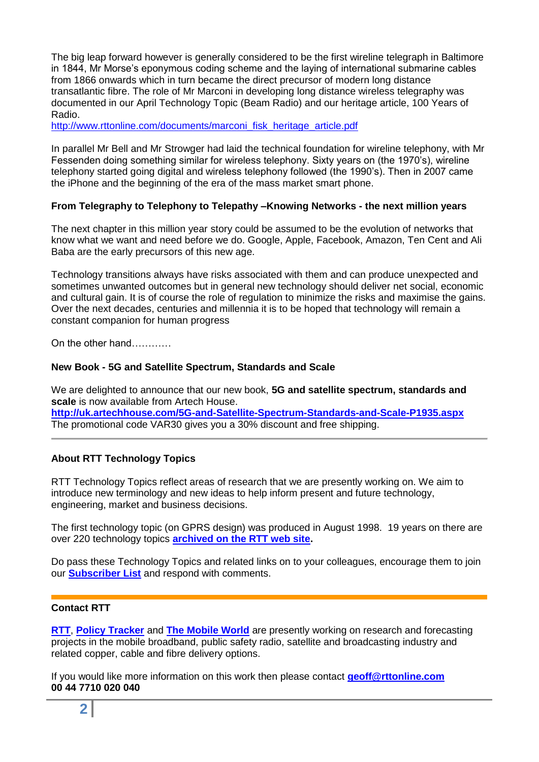The big leap forward however is generally considered to be the first wireline telegraph in Baltimore in 1844, Mr Morse's eponymous coding scheme and the laying of international submarine cables from 1866 onwards which in turn became the direct precursor of modern long distance transatlantic fibre. The role of Mr Marconi in developing long distance wireless telegraphy was documented in our April Technology Topic (Beam Radio) and our heritage article, 100 Years of Radio.
http://www.rttonline.com/documents/marconi_fisk_heritage_article.pdf

In parallel Mr Bell and Mr Strowger had laid the technical foundation for wireline telephony, with Mr Fessenden doing something similar for wireless telephony. Sixty years on (the 1970's), wireline telephony started going digital and wireless telephony followed (the 1990's). Then in 2007 came the iPhone and the beginning of the era of the mass market smart phone.

**From Telegraphy to Telephony to Telepathy –Knowing Networks - the next million years**

The next chapter in this million year story could be assumed to be the evolution of networks that know what we want and need before we do. Google, Apple, Facebook, Amazon, Ten Cent and Ali Baba are the early precursors of this new age.

Technology transitions always have risks associated with them and can produce unexpected and sometimes unwanted outcomes but in general new technology should deliver net social, economic and cultural gain. It is of course the role of regulation to minimize the risks and maximise the gains. Over the next decades, centuries and millennia it is to be hoped that technology will remain a constant companion for human progress

On the other hand…………

**New Book - 5G and Satellite Spectrum, Standards and Scale**

We are delighted to announce that our new book, **5G and satellite spectrum, standards and scale** is now available from Artech House.
**http://uk.artechhouse.com/5G-and-Satellite-Spectrum-Standards-and-Scale-P1935.aspx**
The promotional code VAR30 gives you a 30% discount and free shipping.

---

**About RTT Technology Topics**

RTT Technology Topics reflect areas of research that we are presently working on. We aim to introduce new terminology and new ideas to help inform present and future technology, engineering, market and business decisions.

The first technology topic (on GPRS design) was produced in August 1998. 19 years on there are over 220 technology topics **archived on the RTT web site.**

Do pass these Technology Topics and related links on to your colleagues, encourage them to join our **Subscriber List** and respond with comments.

---

**Contact RTT**

**RTT**, **Policy Tracker** and **The Mobile World** are presently working on research and forecasting projects in the mobile broadband, public safety radio, satellite and broadcasting industry and related copper, cable and fibre delivery options.

If you would like more information on this work then please contact **geoff@rttonline.com**
**00 44 7710 020 040**